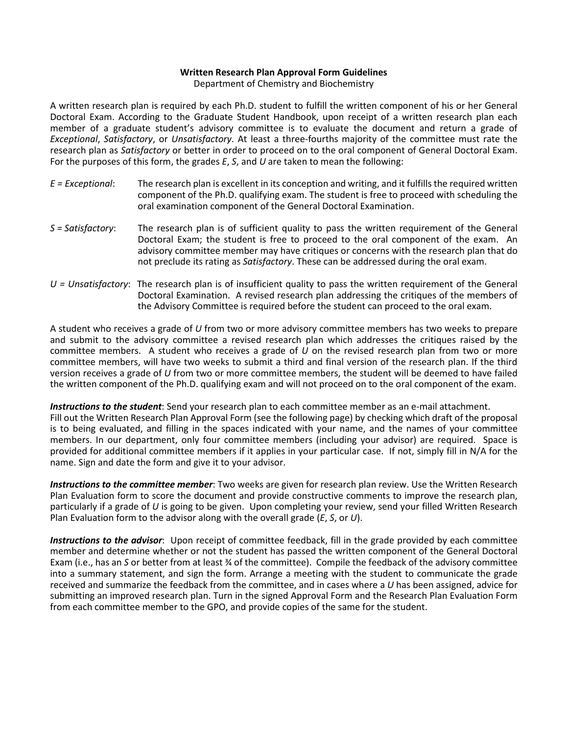**Written Research Plan Approval Form Guidelines**

Department of Chemistry and Biochemistry

A written research plan is required by each Ph.D. student to fulfill the written component of his or her General Doctoral Exam. According to the Graduate Student Handbook, upon receipt of a written research plan each member of a graduate student's advisory committee is to evaluate the document and return a grade of *Exceptional*, *Satisfactory*, or *Unsatisfactory*. At least a three-fourths majority of the committee must rate the research plan as *Satisfactory* or better in order to proceed on to the oral component of General Doctoral Exam. For the purposes of this form, the grades *E*, *S*, and *U* are taken to mean the following:

*E = Exceptional*: The research plan is excellent in its conception and writing, and it fulfills the required written component of the Ph.D. qualifying exam. The student is free to proceed with scheduling the oral examination component of the General Doctoral Examination.

*S = Satisfactory*: The research plan is of sufficient quality to pass the written requirement of the General Doctoral Exam; the student is free to proceed to the oral component of the exam. An advisory committee member may have critiques or concerns with the research plan that do not preclude its rating as *Satisfactory*. These can be addressed during the oral exam.

*U = Unsatisfactory*: The research plan is of insufficient quality to pass the written requirement of the General Doctoral Examination. A revised research plan addressing the critiques of the members of the Advisory Committee is required before the student can proceed to the oral exam.

A student who receives a grade of *U* from two or more advisory committee members has two weeks to prepare and submit to the advisory committee a revised research plan which addresses the critiques raised by the committee members. A student who receives a grade of *U* on the revised research plan from two or more committee members, will have two weeks to submit a third and final version of the research plan. If the third version receives a grade of *U* from two or more committee members, the student will be deemed to have failed the written component of the Ph.D. qualifying exam and will not proceed on to the oral component of the exam.

***Instructions to the student***: Send your research plan to each committee member as an e-mail attachment. Fill out the Written Research Plan Approval Form (see the following page) by checking which draft of the proposal is to being evaluated, and filling in the spaces indicated with your name, and the names of your committee members. In our department, only four committee members (including your advisor) are required. Space is provided for additional committee members if it applies in your particular case. If not, simply fill in N/A for the name. Sign and date the form and give it to your advisor.

***Instructions to the committee member***: Two weeks are given for research plan review. Use the Written Research Plan Evaluation form to score the document and provide constructive comments to improve the research plan, particularly if a grade of *U* is going to be given. Upon completing your review, send your filled Written Research Plan Evaluation form to the advisor along with the overall grade (*E*, *S*, or *U*).

***Instructions to the advisor***: Upon receipt of committee feedback, fill in the grade provided by each committee member and determine whether or not the student has passed the written component of the General Doctoral Exam (i.e., has an *S* or better from at least ¾ of the committee). Compile the feedback of the advisory committee into a summary statement, and sign the form. Arrange a meeting with the student to communicate the grade received and summarize the feedback from the committee, and in cases where a *U* has been assigned, advice for submitting an improved research plan. Turn in the signed Approval Form and the Research Plan Evaluation Form from each committee member to the GPO, and provide copies of the same for the student.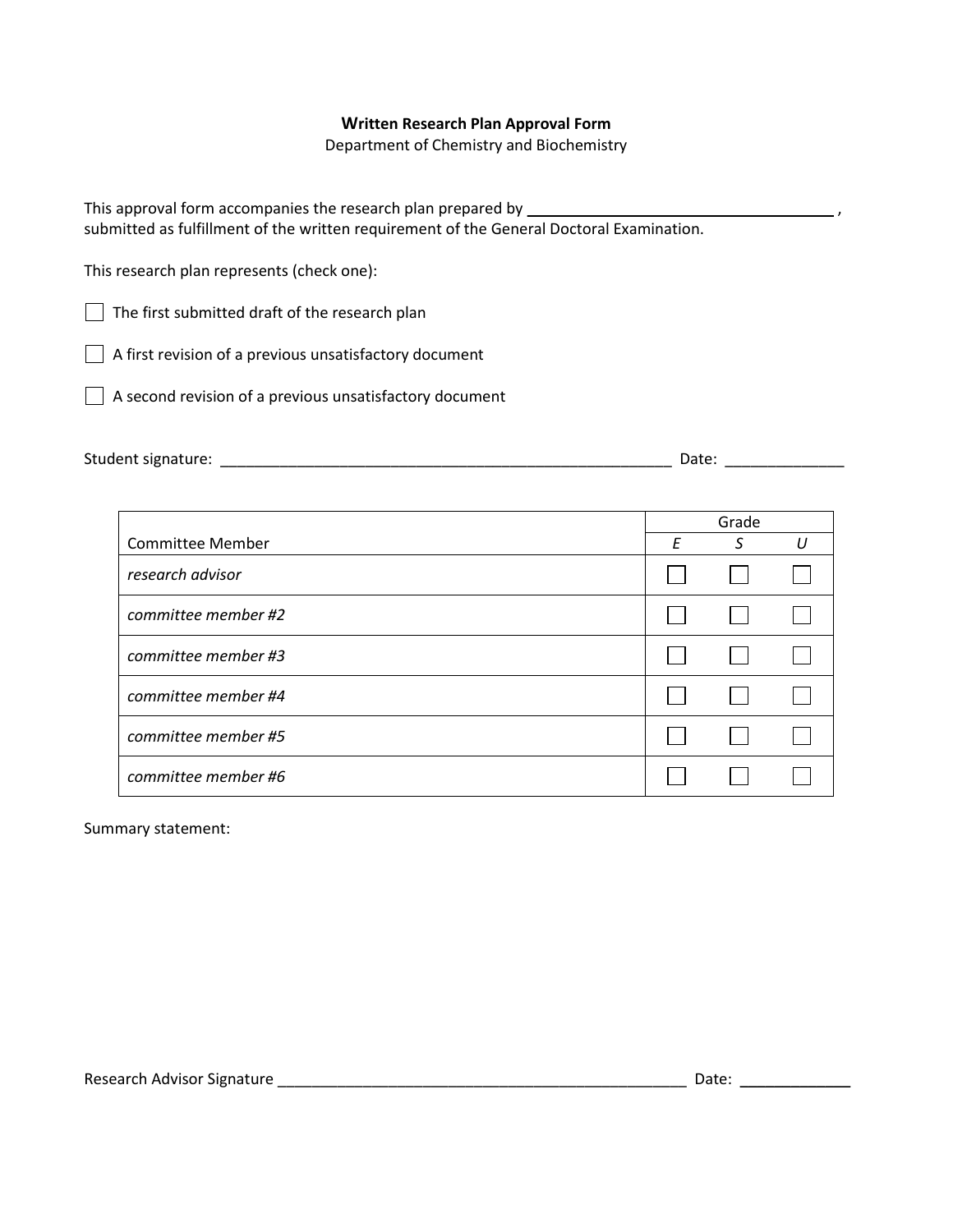**Written Research Plan Approval Form**

Department of Chemistry and Biochemistry

This approval form accompanies the research plan prepared by ______________________________________ , submitted as fulfillment of the written requirement of the General Doctoral Examination.

This research plan represents (check one):

☐ The first submitted draft of the research plan

☐ A first revision of a previous unsatisfactory document

☐ A second revision of a previous unsatisfactory document

Student signature: _______________________________________________________ Date: ______________

| Committee Member | Grade | | |
|---|---|---|---|
| | *E* | *S* | *U* |
| *research advisor* | ☐ | ☐ | ☐ |
| *committee member #2* | ☐ | ☐ | ☐ |
| *committee member #3* | ☐ | ☐ | ☐ |
| *committee member #4* | ☐ | ☐ | ☐ |
| *committee member #5* | ☐ | ☐ | ☐ |
| *committee member #6* | ☐ | ☐ | ☐ |

Summary statement:

Research Advisor Signature __________________________________________________ Date: _____________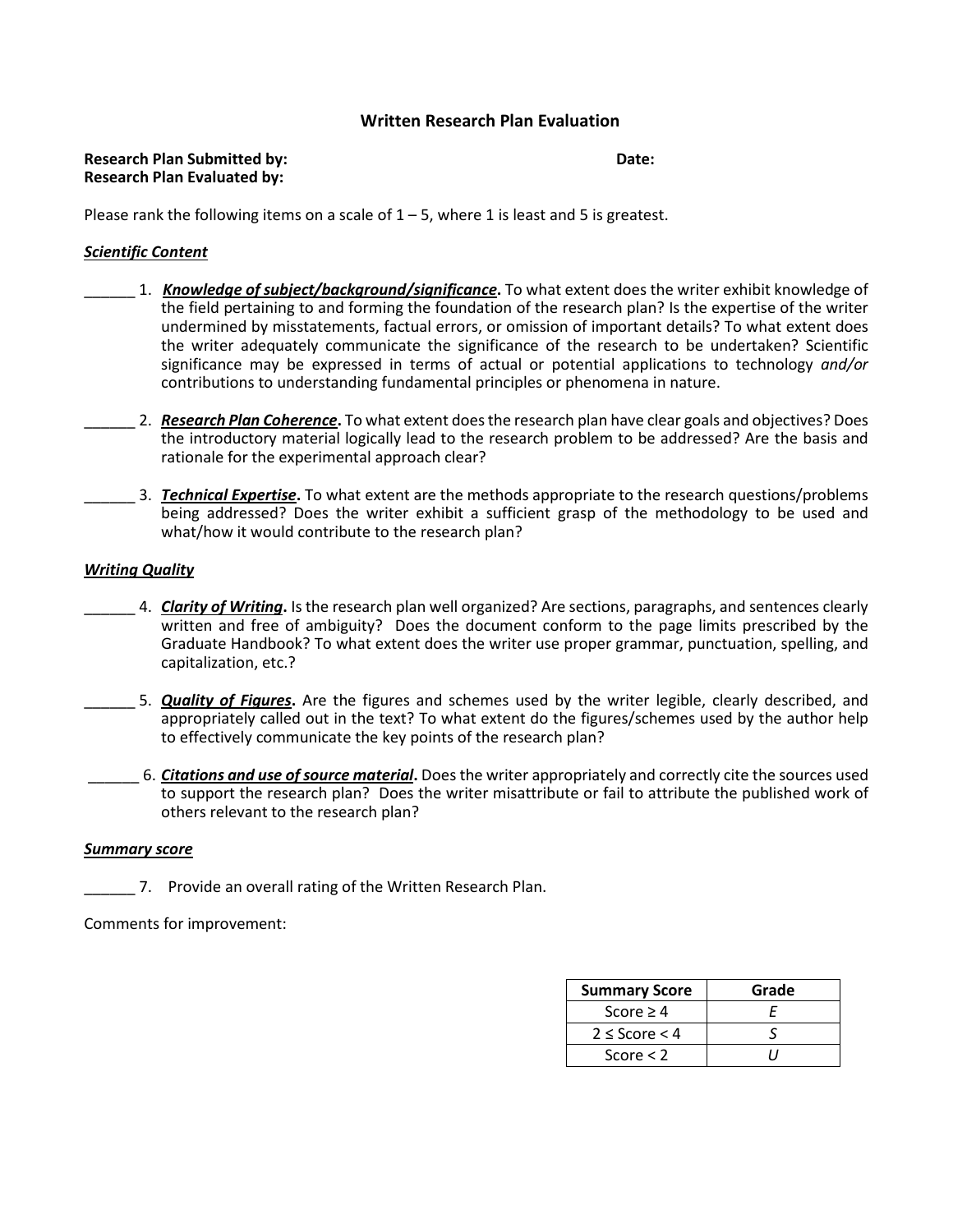## Written Research Plan Evaluation

**Research Plan Submitted by:** **Date:**
**Research Plan Evaluated by:**

Please rank the following items on a scale of 1 – 5, where 1 is least and 5 is greatest.

***Scientific Content***

______ 1. ***Knowledge of subject/background/significance*.** To what extent does the writer exhibit knowledge of the field pertaining to and forming the foundation of the research plan? Is the expertise of the writer undermined by misstatements, factual errors, or omission of important details? To what extent does the writer adequately communicate the significance of the research to be undertaken? Scientific significance may be expressed in terms of actual or potential applications to technology *and/or* contributions to understanding fundamental principles or phenomena in nature.

______ 2. ***Research Plan Coherence*.** To what extent does the research plan have clear goals and objectives? Does the introductory material logically lead to the research problem to be addressed? Are the basis and rationale for the experimental approach clear?

______ 3. ***Technical Expertise*.** To what extent are the methods appropriate to the research questions/problems being addressed? Does the writer exhibit a sufficient grasp of the methodology to be used and what/how it would contribute to the research plan?

***Writing Quality***

______ 4. ***Clarity of Writing*.** Is the research plan well organized? Are sections, paragraphs, and sentences clearly written and free of ambiguity? Does the document conform to the page limits prescribed by the Graduate Handbook? To what extent does the writer use proper grammar, punctuation, spelling, and capitalization, etc.?

______ 5. ***Quality of Figures*.** Are the figures and schemes used by the writer legible, clearly described, and appropriately called out in the text? To what extent do the figures/schemes used by the author help to effectively communicate the key points of the research plan?

______ 6. ***Citations and use of source material*.** Does the writer appropriately and correctly cite the sources used to support the research plan? Does the writer misattribute or fail to attribute the published work of others relevant to the research plan?

***Summary score***

______ 7. Provide an overall rating of the Written Research Plan.

Comments for improvement:

| Summary Score | Grade |
|---|---|
| Score ≥ 4 | *E* |
| 2 ≤ Score < 4 | *S* |
| Score < 2 | *U* |